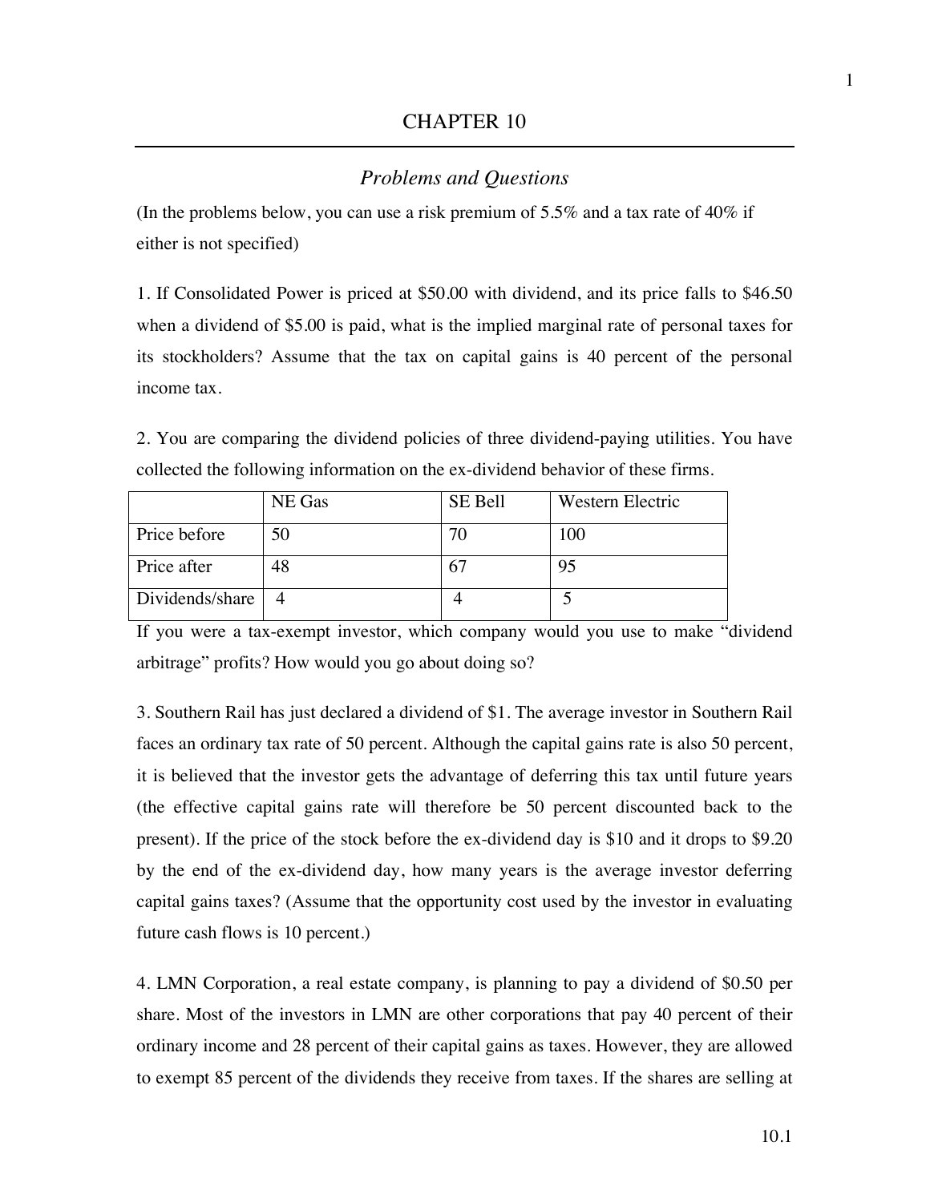# CHAPTER 10

## *Problems and Questions*

(In the problems below, you can use a risk premium of 5.5% and a tax rate of 40% if either is not specified)

1. If Consolidated Power is priced at $50.00 with dividend, and its price falls to $46.50 when a dividend of $5.00 is paid, what is the implied marginal rate of personal taxes for its stockholders? Assume that the tax on capital gains is 40 percent of the personal income tax.

2. You are comparing the dividend policies of three dividend-paying utilities. You have collected the following information on the ex-dividend behavior of these firms.

| | NE Gas | SE Bell | Western Electric |
|---|---|---|---|
| Price before | 50 | 70 | 100 |
| Price after | 48 | 67 | 95 |
| Dividends/share | 4 | 4 | 5 |

If you were a tax-exempt investor, which company would you use to make "dividend arbitrage" profits? How would you go about doing so?

3. Southern Rail has just declared a dividend of $1. The average investor in Southern Rail faces an ordinary tax rate of 50 percent. Although the capital gains rate is also 50 percent, it is believed that the investor gets the advantage of deferring this tax until future years (the effective capital gains rate will therefore be 50 percent discounted back to the present). If the price of the stock before the ex-dividend day is $10 and it drops to $9.20 by the end of the ex-dividend day, how many years is the average investor deferring capital gains taxes? (Assume that the opportunity cost used by the investor in evaluating future cash flows is 10 percent.)

4. LMN Corporation, a real estate company, is planning to pay a dividend of $0.50 per share. Most of the investors in LMN are other corporations that pay 40 percent of their ordinary income and 28 percent of their capital gains as taxes. However, they are allowed to exempt 85 percent of the dividends they receive from taxes. If the shares are selling at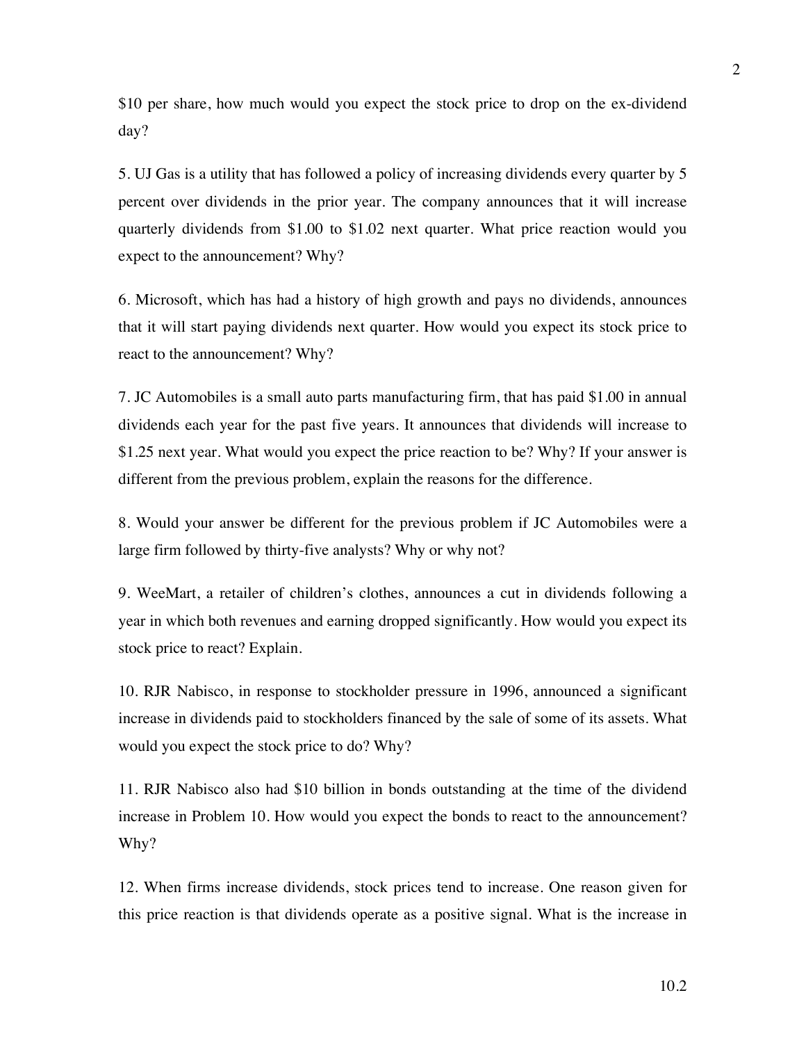$10 per share, how much would you expect the stock price to drop on the ex-dividend day?

5. UJ Gas is a utility that has followed a policy of increasing dividends every quarter by 5 percent over dividends in the prior year. The company announces that it will increase quarterly dividends from $1.00 to $1.02 next quarter. What price reaction would you expect to the announcement? Why?

6. Microsoft, which has had a history of high growth and pays no dividends, announces that it will start paying dividends next quarter. How would you expect its stock price to react to the announcement? Why?

7. JC Automobiles is a small auto parts manufacturing firm, that has paid $1.00 in annual dividends each year for the past five years. It announces that dividends will increase to $1.25 next year. What would you expect the price reaction to be? Why? If your answer is different from the previous problem, explain the reasons for the difference.

8. Would your answer be different for the previous problem if JC Automobiles were a large firm followed by thirty-five analysts? Why or why not?

9. WeeMart, a retailer of children's clothes, announces a cut in dividends following a year in which both revenues and earning dropped significantly. How would you expect its stock price to react? Explain.

10. RJR Nabisco, in response to stockholder pressure in 1996, announced a significant increase in dividends paid to stockholders financed by the sale of some of its assets. What would you expect the stock price to do? Why?

11. RJR Nabisco also had $10 billion in bonds outstanding at the time of the dividend increase in Problem 10. How would you expect the bonds to react to the announcement? Why?

12. When firms increase dividends, stock prices tend to increase. One reason given for this price reaction is that dividends operate as a positive signal. What is the increase in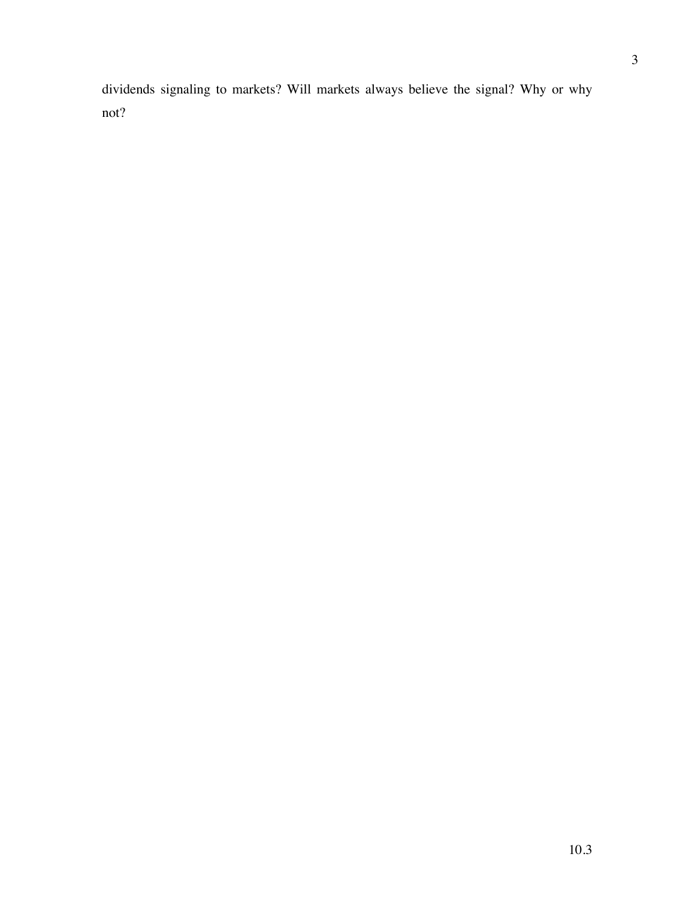dividends signaling to markets? Will markets always believe the signal? Why or why not?